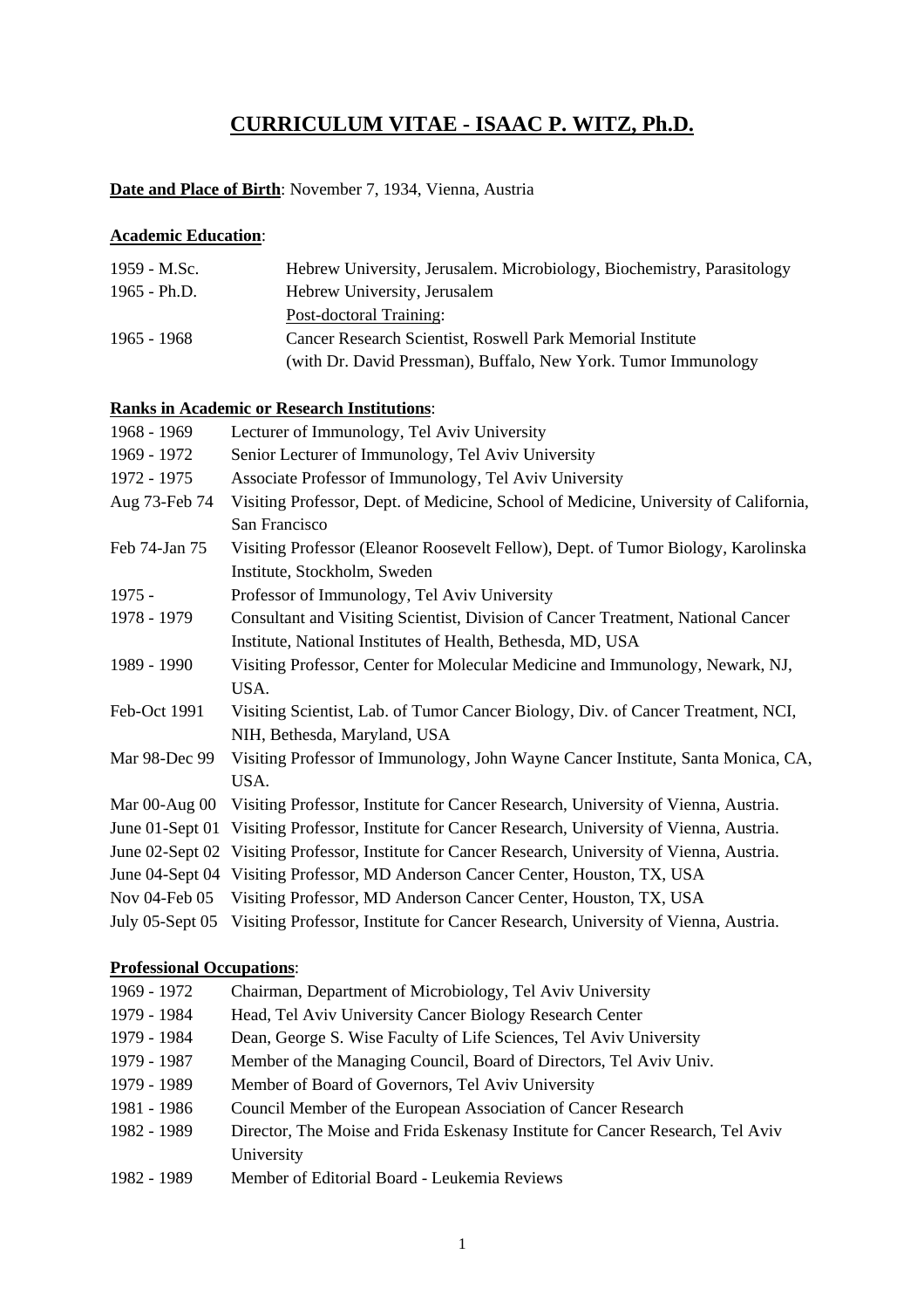# **CURRICULUM VITAE - ISAAC P. WITZ, Ph.D.**

**Date and Place of Birth**: November 7, 1934, Vienna, Austria

**Academic Education**:

| | |
|---|---|
| 1959 - M.Sc. | Hebrew University, Jerusalem. Microbiology, Biochemistry, Parasitology |
| 1965 - Ph.D. | Hebrew University, Jerusalem |
| | Post-doctoral Training: |
| 1965 - 1968 | Cancer Research Scientist, Roswell Park Memorial Institute (with Dr. David Pressman), Buffalo, New York. Tumor Immunology |

**Ranks in Academic or Research Institutions**:

| | |
|---|---|
| 1968 - 1969 | Lecturer of Immunology, Tel Aviv University |
| 1969 - 1972 | Senior Lecturer of Immunology, Tel Aviv University |
| 1972 - 1975 | Associate Professor of Immunology, Tel Aviv University |
| Aug 73-Feb 74 | Visiting Professor, Dept. of Medicine, School of Medicine, University of California, San Francisco |
| Feb 74-Jan 75 | Visiting Professor (Eleanor Roosevelt Fellow), Dept. of Tumor Biology, Karolinska Institute, Stockholm, Sweden |
| 1975 - | Professor of Immunology, Tel Aviv University |
| 1978 - 1979 | Consultant and Visiting Scientist, Division of Cancer Treatment, National Cancer Institute, National Institutes of Health, Bethesda, MD, USA |
| 1989 - 1990 | Visiting Professor, Center for Molecular Medicine and Immunology, Newark, NJ, USA. |
| Feb-Oct 1991 | Visiting Scientist, Lab. of Tumor Cancer Biology, Div. of Cancer Treatment, NCI, NIH, Bethesda, Maryland, USA |
| Mar 98-Dec 99 | Visiting Professor of Immunology, John Wayne Cancer Institute, Santa Monica, CA, USA. |
| Mar 00-Aug 00 | Visiting Professor, Institute for Cancer Research, University of Vienna, Austria. |
| June 01-Sept 01 | Visiting Professor, Institute for Cancer Research, University of Vienna, Austria. |
| June 02-Sept 02 | Visiting Professor, Institute for Cancer Research, University of Vienna, Austria. |
| June 04-Sept 04 | Visiting Professor, MD Anderson Cancer Center, Houston, TX, USA |
| Nov 04-Feb 05 | Visiting Professor, MD Anderson Cancer Center, Houston, TX, USA |
| July 05-Sept 05 | Visiting Professor, Institute for Cancer Research, University of Vienna, Austria. |

**Professional Occupations**:

| | |
|---|---|
| 1969 - 1972 | Chairman, Department of Microbiology, Tel Aviv University |
| 1979 - 1984 | Head, Tel Aviv University Cancer Biology Research Center |
| 1979 - 1984 | Dean, George S. Wise Faculty of Life Sciences, Tel Aviv University |
| 1979 - 1987 | Member of the Managing Council, Board of Directors, Tel Aviv Univ. |
| 1979 - 1989 | Member of Board of Governors, Tel Aviv University |
| 1981 - 1986 | Council Member of the European Association of Cancer Research |
| 1982 - 1989 | Director, The Moise and Frida Eskenasy Institute for Cancer Research, Tel Aviv University |
| 1982 - 1989 | Member of Editorial Board - Leukemia Reviews |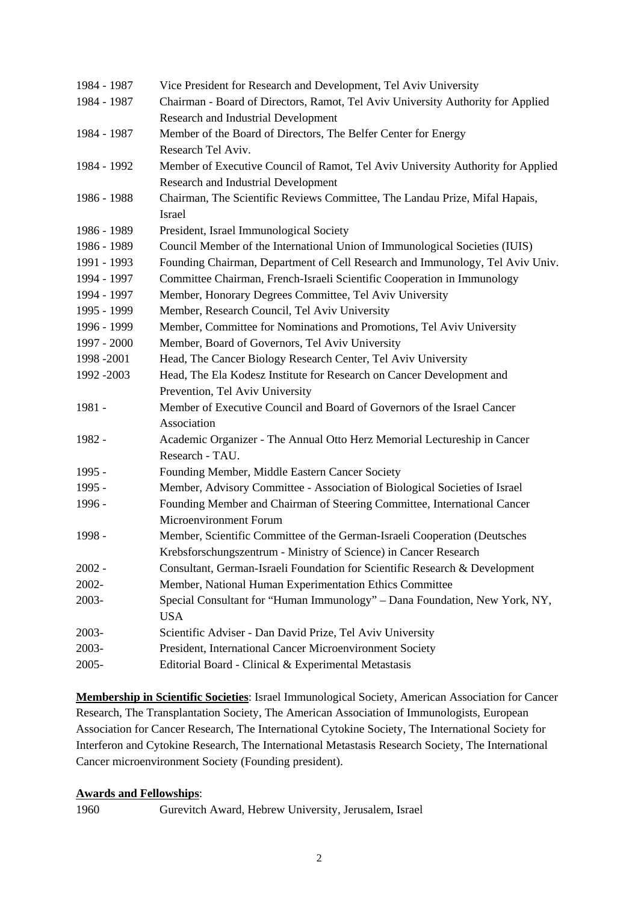| | |
|---|---|
| 1984 - 1987 | Vice President for Research and Development, Tel Aviv University |
| 1984 - 1987 | Chairman - Board of Directors, Ramot, Tel Aviv University Authority for Applied Research and Industrial Development |
| 1984 - 1987 | Member of the Board of Directors, The Belfer Center for Energy Research Tel Aviv. |
| 1984 - 1992 | Member of Executive Council of Ramot, Tel Aviv University Authority for Applied Research and Industrial Development |
| 1986 - 1988 | Chairman, The Scientific Reviews Committee, The Landau Prize, Mifal Hapais, Israel |
| 1986 - 1989 | President, Israel Immunological Society |
| 1986 - 1989 | Council Member of the International Union of Immunological Societies (IUIS) |
| 1991 - 1993 | Founding Chairman, Department of Cell Research and Immunology, Tel Aviv Univ. |
| 1994 - 1997 | Committee Chairman, French-Israeli Scientific Cooperation in Immunology |
| 1994 - 1997 | Member, Honorary Degrees Committee, Tel Aviv University |
| 1995 - 1999 | Member, Research Council, Tel Aviv University |
| 1996 - 1999 | Member, Committee for Nominations and Promotions, Tel Aviv University |
| 1997 - 2000 | Member, Board of Governors, Tel Aviv University |
| 1998 -2001 | Head, The Cancer Biology Research Center, Tel Aviv University |
| 1992 -2003 | Head, The Ela Kodesz Institute for Research on Cancer Development and Prevention, Tel Aviv University |
| 1981 - | Member of Executive Council and Board of Governors of the Israel Cancer Association |
| 1982 - | Academic Organizer - The Annual Otto Herz Memorial Lectureship in Cancer Research - TAU. |
| 1995 - | Founding Member, Middle Eastern Cancer Society |
| 1995 - | Member, Advisory Committee - Association of Biological Societies of Israel |
| 1996 - | Founding Member and Chairman of Steering Committee, International Cancer Microenvironment Forum |
| 1998 - | Member, Scientific Committee of the German-Israeli Cooperation (Deutsches Krebsforschungszentrum - Ministry of Science) in Cancer Research |
| 2002 - | Consultant, German-Israeli Foundation for Scientific Research & Development |
| 2002- | Member, National Human Experimentation Ethics Committee |
| 2003- | Special Consultant for "Human Immunology" – Dana Foundation, New York, NY, USA |
| 2003- | Scientific Adviser - Dan David Prize, Tel Aviv University |
| 2003- | President, International Cancer Microenvironment Society |
| 2005- | Editorial Board - Clinical & Experimental Metastasis |

**Membership in Scientific Societies**: Israel Immunological Society, American Association for Cancer Research, The Transplantation Society, The American Association of Immunologists, European Association for Cancer Research, The International Cytokine Society, The International Society for Interferon and Cytokine Research, The International Metastasis Research Society, The International Cancer microenvironment Society (Founding president).

**Awards and Fellowships**:

| | |
|---|---|
| 1960 | Gurevitch Award, Hebrew University, Jerusalem, Israel |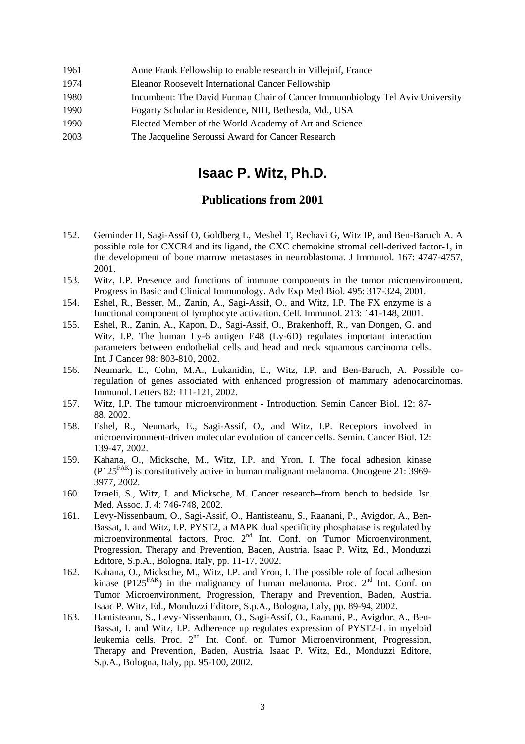| | |
|---|---|
| 1961 | Anne Frank Fellowship to enable research in Villejuif, France |
| 1974 | Eleanor Roosevelt International Cancer Fellowship |
| 1980 | Incumbent: The David Furman Chair of Cancer Immunobiology Tel Aviv University |
| 1990 | Fogarty Scholar in Residence, NIH, Bethesda, Md., USA |
| 1990 | Elected Member of the World Academy of Art and Science |
| 2003 | The Jacqueline Seroussi Award for Cancer Research |

# Isaac P. Witz, Ph.D.

## Publications from 2001

152. Geminder H, Sagi-Assif O, Goldberg L, Meshel T, Rechavi G, Witz IP, and Ben-Baruch A. A possible role for CXCR4 and its ligand, the CXC chemokine stromal cell-derived factor-1, in the development of bone marrow metastases in neuroblastoma. J Immunol. 167: 4747-4757, 2001.
153. Witz, I.P. Presence and functions of immune components in the tumor microenvironment. Progress in Basic and Clinical Immunology. Adv Exp Med Biol. 495: 317-324, 2001.
154. Eshel, R., Besser, M., Zanin, A., Sagi-Assif, O., and Witz, I.P. The FX enzyme is a functional component of lymphocyte activation. Cell. Immunol. 213: 141-148, 2001.
155. Eshel, R., Zanin, A., Kapon, D., Sagi-Assif, O., Brakenhoff, R., van Dongen, G. and Witz, I.P. The human Ly-6 antigen E48 (Ly-6D) regulates important interaction parameters between endothelial cells and head and neck squamous carcinoma cells. Int. J Cancer 98: 803-810, 2002.
156. Neumark, E., Cohn, M.A., Lukanidin, E., Witz, I.P. and Ben-Baruch, A. Possible co-regulation of genes associated with enhanced progression of mammary adenocarcinomas. Immunol. Letters 82: 111-121, 2002.
157. Witz, I.P. The tumour microenvironment - Introduction. Semin Cancer Biol. 12: 87-88, 2002.
158. Eshel, R., Neumark, E., Sagi-Assif, O., and Witz, I.P. Receptors involved in microenvironment-driven molecular evolution of cancer cells. Semin. Cancer Biol. 12: 139-47, 2002.
159. Kahana, O., Micksche, M., Witz, I.P. and Yron, I. The focal adhesion kinase ($P125^{FAK}$) is constitutively active in human malignant melanoma. Oncogene 21: 3969-3977, 2002.
160. Izraeli, S., Witz, I. and Micksche, M. Cancer research--from bench to bedside. Isr. Med. Assoc. J. 4: 746-748, 2002.
161. Levy-Nissenbaum, O., Sagi-Assif, O., Hantisteanu, S., Raanani, P., Avigdor, A., Ben-Bassat, I. and Witz, I.P. PYST2, a MAPK dual specificity phosphatase is regulated by microenvironmental factors. Proc. 2nd Int. Conf. on Tumor Microenvironment, Progression, Therapy and Prevention, Baden, Austria. Isaac P. Witz, Ed., Monduzzi Editore, S.p.A., Bologna, Italy, pp. 11-17, 2002.
162. Kahana, O., Micksche, M., Witz, I.P. and Yron, I. The possible role of focal adhesion kinase ($P125^{FAK}$) in the malignancy of human melanoma. Proc. 2nd Int. Conf. on Tumor Microenvironment, Progression, Therapy and Prevention, Baden, Austria. Isaac P. Witz, Ed., Monduzzi Editore, S.p.A., Bologna, Italy, pp. 89-94, 2002.
163. Hantisteanu, S., Levy-Nissenbaum, O., Sagi-Assif, O., Raanani, P., Avigdor, A., Ben-Bassat, I. and Witz, I.P. Adherence up regulates expression of PYST2-L in myeloid leukemia cells. Proc. 2nd Int. Conf. on Tumor Microenvironment, Progression, Therapy and Prevention, Baden, Austria. Isaac P. Witz, Ed., Monduzzi Editore, S.p.A., Bologna, Italy, pp. 95-100, 2002.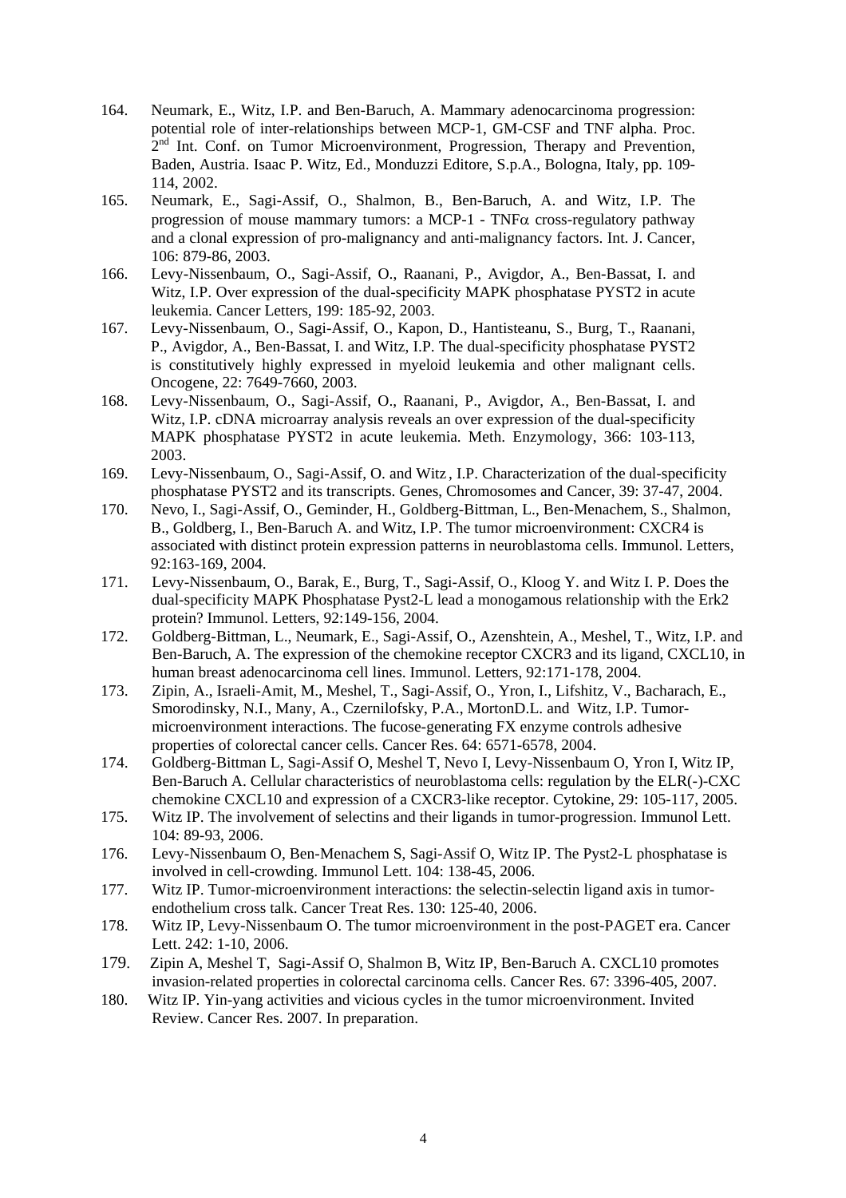164. Neumark, E., Witz, I.P. and Ben-Baruch, A. Mammary adenocarcinoma progression: potential role of inter-relationships between MCP-1, GM-CSF and TNF alpha. Proc. 2nd Int. Conf. on Tumor Microenvironment, Progression, Therapy and Prevention, Baden, Austria. Isaac P. Witz, Ed., Monduzzi Editore, S.p.A., Bologna, Italy, pp. 109-114, 2002.

165. Neumark, E., Sagi-Assif, O., Shalmon, B., Ben-Baruch, A. and Witz, I.P. The progression of mouse mammary tumors: a MCP-1 - TNF$\alpha$ cross-regulatory pathway and a clonal expression of pro-malignancy and anti-malignancy factors. Int. J. Cancer, 106: 879-86, 2003.

166. Levy-Nissenbaum, O., Sagi-Assif, O., Raanani, P., Avigdor, A., Ben-Bassat, I. and Witz, I.P. Over expression of the dual-specificity MAPK phosphatase PYST2 in acute leukemia. Cancer Letters, 199: 185-92, 2003.

167. Levy-Nissenbaum, O., Sagi-Assif, O., Kapon, D., Hantisteanu, S., Burg, T., Raanani, P., Avigdor, A., Ben-Bassat, I. and Witz, I.P. The dual-specificity phosphatase PYST2 is constitutively highly expressed in myeloid leukemia and other malignant cells. Oncogene, 22: 7649-7660, 2003.

168. Levy-Nissenbaum, O., Sagi-Assif, O., Raanani, P., Avigdor, A., Ben-Bassat, I. and Witz, I.P. cDNA microarray analysis reveals an over expression of the dual-specificity MAPK phosphatase PYST2 in acute leukemia. Meth. Enzymology, 366: 103-113, 2003.

169. Levy-Nissenbaum, O., Sagi-Assif, O. and Witz, I.P. Characterization of the dual-specificity phosphatase PYST2 and its transcripts. Genes, Chromosomes and Cancer, 39: 37-47, 2004.

170. Nevo, I., Sagi-Assif, O., Geminder, H., Goldberg-Bittman, L., Ben-Menachem, S., Shalmon, B., Goldberg, I., Ben-Baruch A. and Witz, I.P. The tumor microenvironment: CXCR4 is associated with distinct protein expression patterns in neuroblastoma cells. Immunol. Letters, 92:163-169, 2004.

171. Levy-Nissenbaum, O., Barak, E., Burg, T., Sagi-Assif, O., Kloog Y. and Witz I. P. Does the dual-specificity MAPK Phosphatase Pyst2-L lead a monogamous relationship with the Erk2 protein? Immunol. Letters, 92:149-156, 2004.

172. Goldberg-Bittman, L., Neumark, E., Sagi-Assif, O., Azenshtein, A., Meshel, T., Witz, I.P. and Ben-Baruch, A. The expression of the chemokine receptor CXCR3 and its ligand, CXCL10, in human breast adenocarcinoma cell lines. Immunol. Letters, 92:171-178, 2004.

173. Zipin, A., Israeli-Amit, M., Meshel, T., Sagi-Assif, O., Yron, I., Lifshitz, V., Bacharach, E., Smorodinsky, N.I., Many, A., Czernilofsky, P.A., MortonD.L. and Witz, I.P. Tumor-microenvironment interactions. The fucose-generating FX enzyme controls adhesive properties of colorectal cancer cells. Cancer Res. 64: 6571-6578, 2004.

174. Goldberg-Bittman L, Sagi-Assif O, Meshel T, Nevo I, Levy-Nissenbaum O, Yron I, Witz IP, Ben-Baruch A. Cellular characteristics of neuroblastoma cells: regulation by the ELR(-)-CXC chemokine CXCL10 and expression of a CXCR3-like receptor. Cytokine, 29: 105-117, 2005.

175. Witz IP. The involvement of selectins and their ligands in tumor-progression. Immunol Lett. 104: 89-93, 2006.

176. Levy-Nissenbaum O, Ben-Menachem S, Sagi-Assif O, Witz IP. The Pyst2-L phosphatase is involved in cell-crowding. Immunol Lett. 104: 138-45, 2006.

177. Witz IP. Tumor-microenvironment interactions: the selectin-selectin ligand axis in tumor-endothelium cross talk. Cancer Treat Res. 130: 125-40, 2006.

178. Witz IP, Levy-Nissenbaum O. The tumor microenvironment in the post-PAGET era. Cancer Lett. 242: 1-10, 2006.

179. Zipin A, Meshel T, Sagi-Assif O, Shalmon B, Witz IP, Ben-Baruch A. CXCL10 promotes invasion-related properties in colorectal carcinoma cells. Cancer Res. 67: 3396-405, 2007.

180. Witz IP. Yin-yang activities and vicious cycles in the tumor microenvironment. Invited Review. Cancer Res. 2007. In preparation.